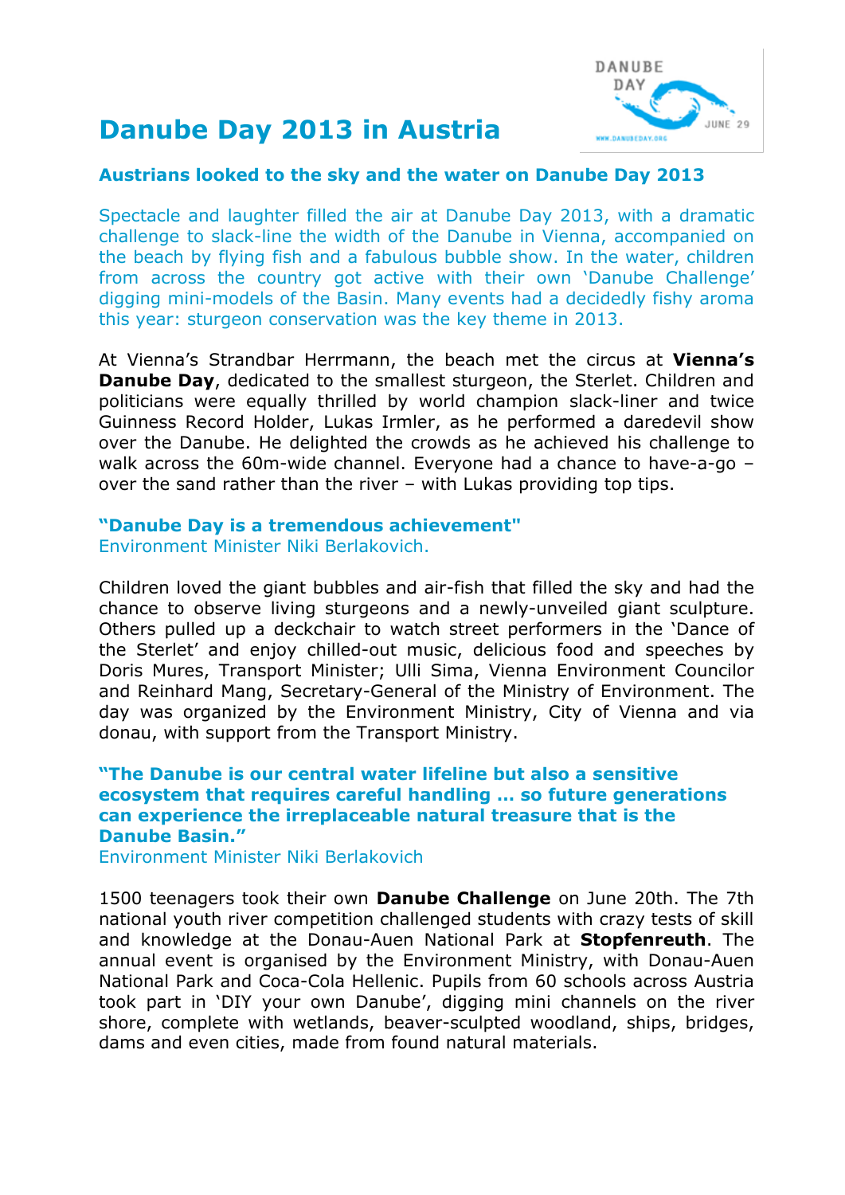# Danube Day 2013 in Austria

## Austrians looked to the sky and the water on Danube Day 2013

Spectacle and laughter filled the air at Danube Day 2013, with a dramatic challenge to slack-line the width of the Danube in Vienna, accompanied on the beach by flying fish and a fabulous bubble show. In the water, children from across the country got active with their own 'Danube Challenge' digging mini-models of the Basin. Many events had a decidedly fishy aroma this year: sturgeon conservation was the key theme in 2013.

At Vienna's Strandbar Herrmann, the beach met the circus at **Vienna's Danube Day**, dedicated to the smallest sturgeon, the Sterlet. Children and politicians were equally thrilled by world champion slack-liner and twice Guinness Record Holder, Lukas Irmler, as he performed a daredevil show over the Danube. He delighted the crowds as he achieved his challenge to walk across the 60m-wide channel. Everyone had a chance to have-a-go – over the sand rather than the river – with Lukas providing top tips.

**"Danube Day is a tremendous achievement"**
Environment Minister Niki Berlakovich.

Children loved the giant bubbles and air-fish that filled the sky and had the chance to observe living sturgeons and a newly-unveiled giant sculpture. Others pulled up a deckchair to watch street performers in the 'Dance of the Sterlet' and enjoy chilled-out music, delicious food and speeches by Doris Mures, Transport Minister; Ulli Sima, Vienna Environment Councilor and Reinhard Mang, Secretary-General of the Ministry of Environment. The day was organized by the Environment Ministry, City of Vienna and via donau, with support from the Transport Ministry.

**"The Danube is our central water lifeline but also a sensitive ecosystem that requires careful handling … so future generations can experience the irreplaceable natural treasure that is the Danube Basin."**
Environment Minister Niki Berlakovich

1500 teenagers took their own **Danube Challenge** on June 20th. The 7th national youth river competition challenged students with crazy tests of skill and knowledge at the Donau-Auen National Park at **Stopfenreuth**. The annual event is organised by the Environment Ministry, with Donau-Auen National Park and Coca-Cola Hellenic. Pupils from 60 schools across Austria took part in 'DIY your own Danube', digging mini channels on the river shore, complete with wetlands, beaver-sculpted woodland, ships, bridges, dams and even cities, made from found natural materials.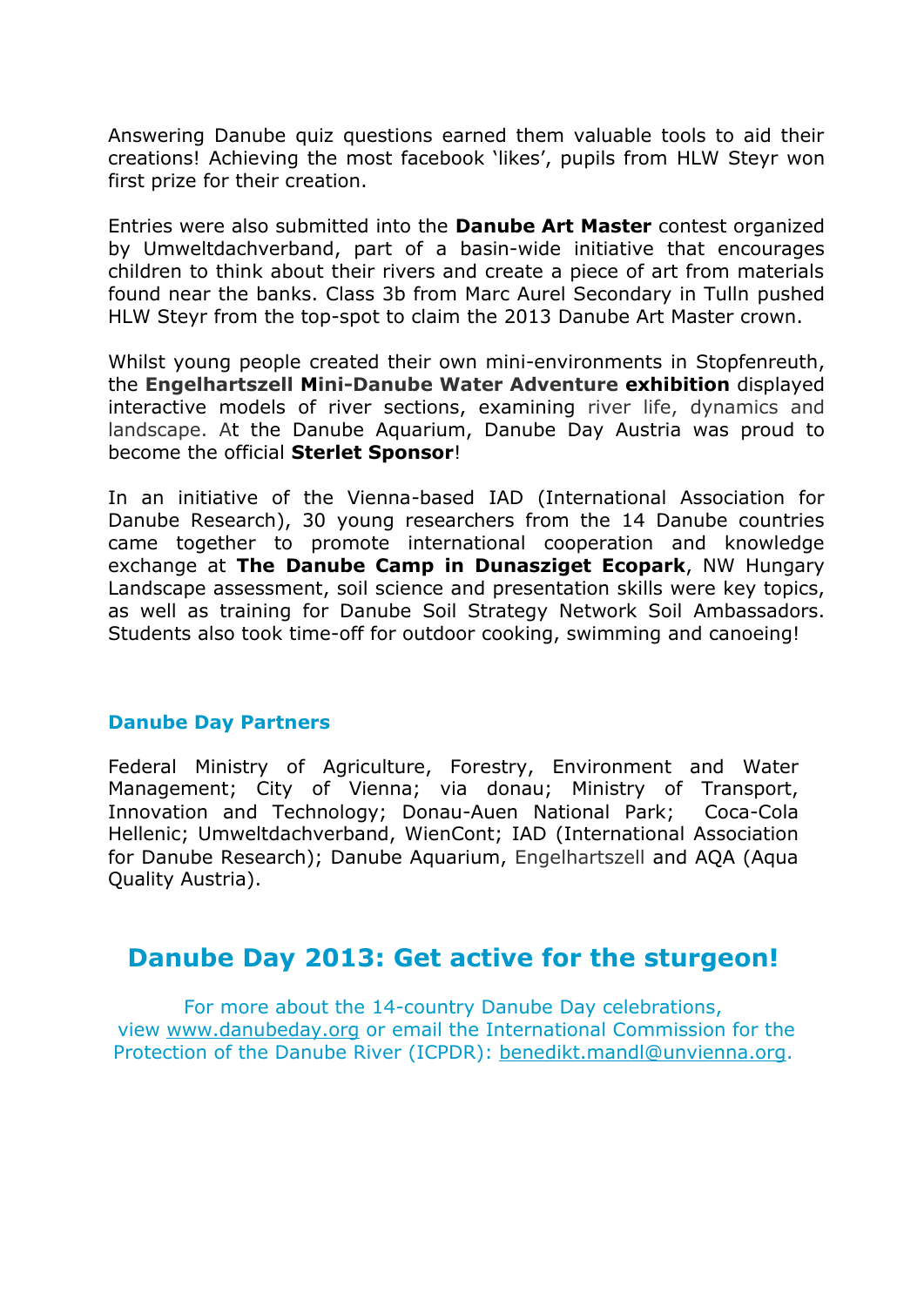Answering Danube quiz questions earned them valuable tools to aid their creations! Achieving the most facebook 'likes', pupils from HLW Steyr won first prize for their creation.

Entries were also submitted into the **Danube Art Master** contest organized by Umweltdachverband, part of a basin-wide initiative that encourages children to think about their rivers and create a piece of art from materials found near the banks. Class 3b from Marc Aurel Secondary in Tulln pushed HLW Steyr from the top-spot to claim the 2013 Danube Art Master crown.

Whilst young people created their own mini-environments in Stopfenreuth, the **Engelhartszell Mini-Danube Water Adventure exhibition** displayed interactive models of river sections, examining river life, dynamics and landscape. At the Danube Aquarium, Danube Day Austria was proud to become the official **Sterlet Sponsor**!

In an initiative of the Vienna-based IAD (International Association for Danube Research), 30 young researchers from the 14 Danube countries came together to promote international cooperation and knowledge exchange at **The Danube Camp in Dunasziget Ecopark**, NW Hungary Landscape assessment, soil science and presentation skills were key topics, as well as training for Danube Soil Strategy Network Soil Ambassadors. Students also took time-off for outdoor cooking, swimming and canoeing!

### Danube Day Partners

Federal Ministry of Agriculture, Forestry, Environment and Water Management; City of Vienna; via donau; Ministry of Transport, Innovation and Technology; Donau-Auen National Park; Coca-Cola Hellenic; Umweltdachverband, WienCont; IAD (International Association for Danube Research); Danube Aquarium, Engelhartszell and AQA (Aqua Quality Austria).

## Danube Day 2013: Get active for the sturgeon!

For more about the 14-country Danube Day celebrations, view www.danubeday.org or email the International Commission for the Protection of the Danube River (ICPDR): benedikt.mandl@unvienna.org.